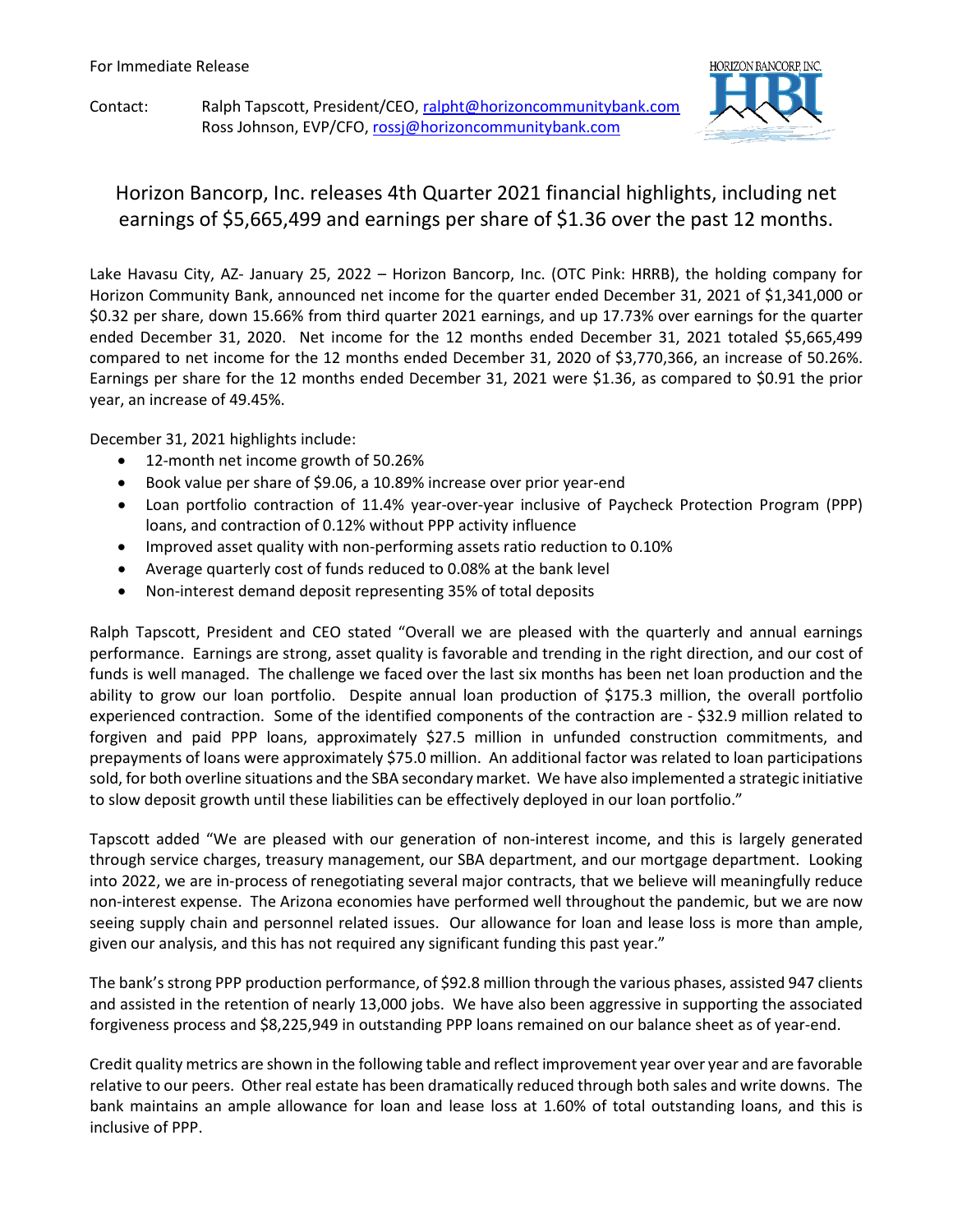For Immediate Release

Contact: Ralph Tapscott, President/CEO, ralpht@horizoncommunitybank.com
Ross Johnson, EVP/CFO, rossj@horizoncommunitybank.com

HORIZON BANCORP, INC.

# Horizon Bancorp, Inc. releases 4th Quarter 2021 financial highlights, including net earnings of $5,665,499 and earnings per share of $1.36 over the past 12 months.

Lake Havasu City, AZ- January 25, 2022 – Horizon Bancorp, Inc. (OTC Pink: HRRB), the holding company for Horizon Community Bank, announced net income for the quarter ended December 31, 2021 of $1,341,000 or $0.32 per share, down 15.66% from third quarter 2021 earnings, and up 17.73% over earnings for the quarter ended December 31, 2020. Net income for the 12 months ended December 31, 2021 totaled $5,665,499 compared to net income for the 12 months ended December 31, 2020 of $3,770,366, an increase of 50.26%. Earnings per share for the 12 months ended December 31, 2021 were $1.36, as compared to $0.91 the prior year, an increase of 49.45%.

December 31, 2021 highlights include:

- 12-month net income growth of 50.26%
- Book value per share of $9.06, a 10.89% increase over prior year-end
- Loan portfolio contraction of 11.4% year-over-year inclusive of Paycheck Protection Program (PPP) loans, and contraction of 0.12% without PPP activity influence
- Improved asset quality with non-performing assets ratio reduction to 0.10%
- Average quarterly cost of funds reduced to 0.08% at the bank level
- Non-interest demand deposit representing 35% of total deposits

Ralph Tapscott, President and CEO stated "Overall we are pleased with the quarterly and annual earnings performance. Earnings are strong, asset quality is favorable and trending in the right direction, and our cost of funds is well managed. The challenge we faced over the last six months has been net loan production and the ability to grow our loan portfolio. Despite annual loan production of $175.3 million, the overall portfolio experienced contraction. Some of the identified components of the contraction are - $32.9 million related to forgiven and paid PPP loans, approximately $27.5 million in unfunded construction commitments, and prepayments of loans were approximately $75.0 million. An additional factor was related to loan participations sold, for both overline situations and the SBA secondary market. We have also implemented a strategic initiative to slow deposit growth until these liabilities can be effectively deployed in our loan portfolio."

Tapscott added "We are pleased with our generation of non-interest income, and this is largely generated through service charges, treasury management, our SBA department, and our mortgage department. Looking into 2022, we are in-process of renegotiating several major contracts, that we believe will meaningfully reduce non-interest expense. The Arizona economies have performed well throughout the pandemic, but we are now seeing supply chain and personnel related issues. Our allowance for loan and lease loss is more than ample, given our analysis, and this has not required any significant funding this past year."

The bank's strong PPP production performance, of $92.8 million through the various phases, assisted 947 clients and assisted in the retention of nearly 13,000 jobs. We have also been aggressive in supporting the associated forgiveness process and $8,225,949 in outstanding PPP loans remained on our balance sheet as of year-end.

Credit quality metrics are shown in the following table and reflect improvement year over year and are favorable relative to our peers. Other real estate has been dramatically reduced through both sales and write downs. The bank maintains an ample allowance for loan and lease loss at 1.60% of total outstanding loans, and this is inclusive of PPP.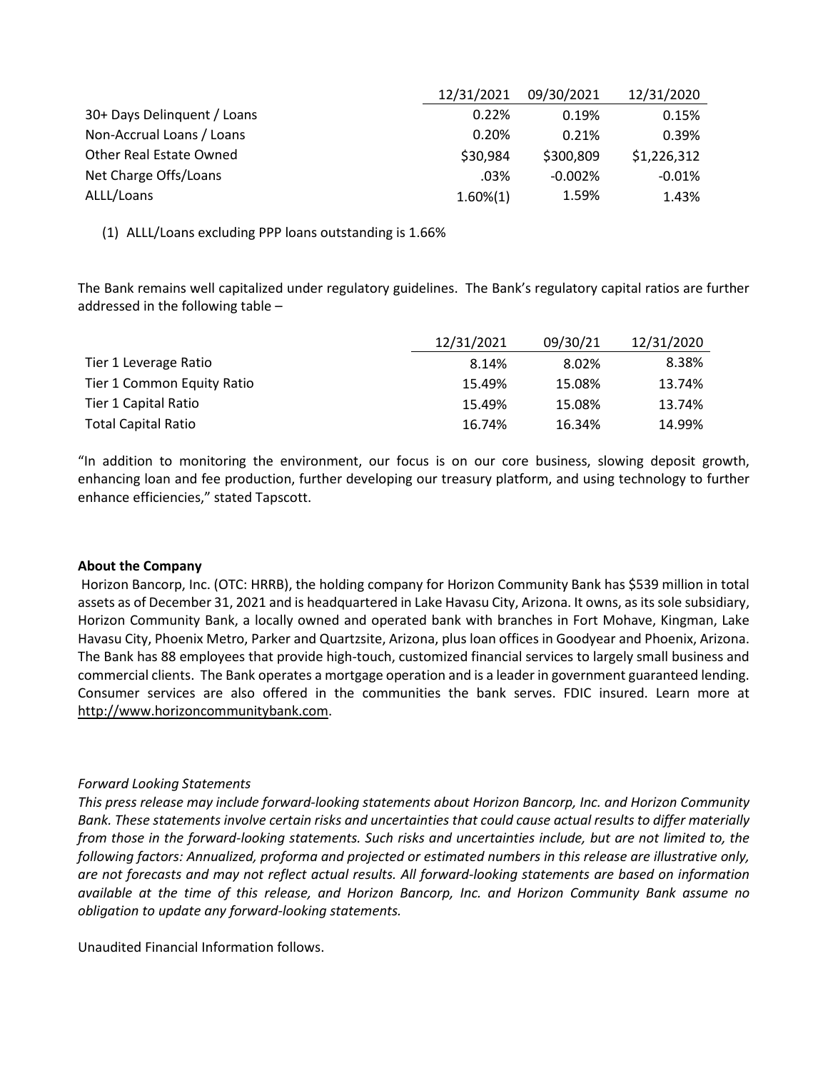| | 12/31/2021 | 09/30/2021 | 12/31/2020 |
|---|---|---|---|
| 30+ Days Delinquent / Loans | 0.22% | 0.19% | 0.15% |
| Non-Accrual Loans / Loans | 0.20% | 0.21% | 0.39% |
| Other Real Estate Owned | $30,984 | $300,809 | $1,226,312 |
| Net Charge Offs/Loans | .03% | -0.002% | -0.01% |
| ALLL/Loans | 1.60%(1) | 1.59% | 1.43% |

(1) ALLL/Loans excluding PPP loans outstanding is 1.66%

The Bank remains well capitalized under regulatory guidelines. The Bank's regulatory capital ratios are further addressed in the following table –

| | 12/31/2021 | 09/30/21 | 12/31/2020 |
|---|---|---|---|
| Tier 1 Leverage Ratio | 8.14% | 8.02% | 8.38% |
| Tier 1 Common Equity Ratio | 15.49% | 15.08% | 13.74% |
| Tier 1 Capital Ratio | 15.49% | 15.08% | 13.74% |
| Total Capital Ratio | 16.74% | 16.34% | 14.99% |

"In addition to monitoring the environment, our focus is on our core business, slowing deposit growth, enhancing loan and fee production, further developing our treasury platform, and using technology to further enhance efficiencies," stated Tapscott.

**About the Company**

Horizon Bancorp, Inc. (OTC: HRRB), the holding company for Horizon Community Bank has $539 million in total assets as of December 31, 2021 and is headquartered in Lake Havasu City, Arizona. It owns, as its sole subsidiary, Horizon Community Bank, a locally owned and operated bank with branches in Fort Mohave, Kingman, Lake Havasu City, Phoenix Metro, Parker and Quartzsite, Arizona, plus loan offices in Goodyear and Phoenix, Arizona. The Bank has 88 employees that provide high-touch, customized financial services to largely small business and commercial clients. The Bank operates a mortgage operation and is a leader in government guaranteed lending. Consumer services are also offered in the communities the bank serves. FDIC insured. Learn more at http://www.horizoncommunitybank.com.

*Forward Looking Statements*

*This press release may include forward-looking statements about Horizon Bancorp, Inc. and Horizon Community Bank. These statements involve certain risks and uncertainties that could cause actual results to differ materially from those in the forward-looking statements. Such risks and uncertainties include, but are not limited to, the following factors: Annualized, proforma and projected or estimated numbers in this release are illustrative only, are not forecasts and may not reflect actual results. All forward-looking statements are based on information available at the time of this release, and Horizon Bancorp, Inc. and Horizon Community Bank assume no obligation to update any forward-looking statements.*

Unaudited Financial Information follows.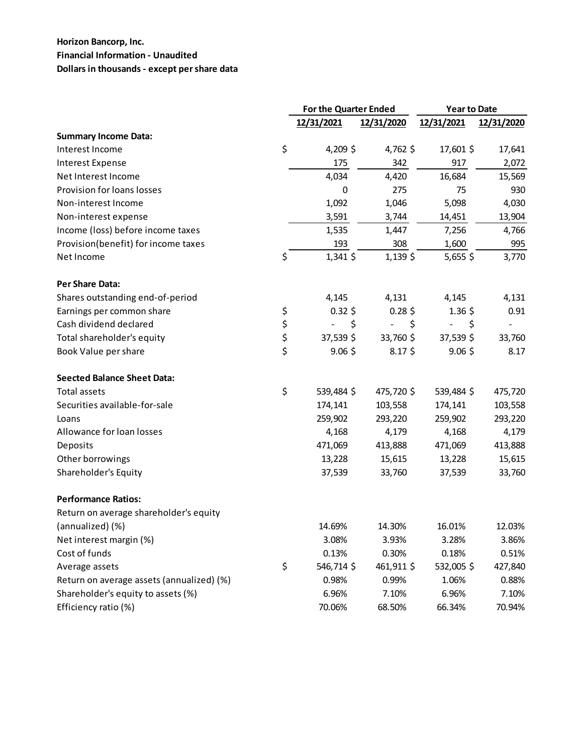**Horizon Bancorp, Inc.**
**Financial Information - Unaudited**
**Dollars in thousands - except per share data**

| | For the Quarter Ended | | Year to Date | |
|---|---|---|---|---|
| | 12/31/2021 | 12/31/2020 | 12/31/2021 | 12/31/2020 |
| **Summary Income Data:** | | | | |
| Interest Income | $ 4,209 | $ 4,762 | $ 17,601 | $ 17,641 |
| Interest Expense | 175 | 342 | 917 | 2,072 |
| Net Interest Income | 4,034 | 4,420 | 16,684 | 15,569 |
| Provision for loans losses | 0 | 275 | 75 | 930 |
| Non-interest Income | 1,092 | 1,046 | 5,098 | 4,030 |
| Non-interest expense | 3,591 | 3,744 | 14,451 | 13,904 |
| Income (loss) before income taxes | 1,535 | 1,447 | 7,256 | 4,766 |
| Provision(benefit) for income taxes | 193 | 308 | 1,600 | 995 |
| Net Income | $ 1,341 | $ 1,139 | $ 5,655 | $ 3,770 |
| **Per Share Data:** | | | | |
| Shares outstanding end-of-period | 4,145 | 4,131 | 4,145 | 4,131 |
| Earnings per common share | $ 0.32 | $ 0.28 | $ 1.36 | $ 0.91 |
| Cash dividend declared | $ - | $ - | $ - | $ - |
| Total shareholder's equity | $ 37,539 | $ 33,760 | $ 37,539 | $ 33,760 |
| Book Value per share | $ 9.06 | $ 8.17 | $ 9.06 | $ 8.17 |
| **Seected Balance Sheet Data:** | | | | |
| Total assets | $ 539,484 | $ 475,720 | $ 539,484 | $ 475,720 |
| Securities available-for-sale | 174,141 | 103,558 | 174,141 | 103,558 |
| Loans | 259,902 | 293,220 | 259,902 | 293,220 |
| Allowance for loan losses | 4,168 | 4,179 | 4,168 | 4,179 |
| Deposits | 471,069 | 413,888 | 471,069 | 413,888 |
| Other borrowings | 13,228 | 15,615 | 13,228 | 15,615 |
| Shareholder's Equity | 37,539 | 33,760 | 37,539 | 33,760 |
| **Performance Ratios:** | | | | |
| Return on average shareholder's equity (annualized) (%) | 14.69% | 14.30% | 16.01% | 12.03% |
| Net interest margin (%) | 3.08% | 3.93% | 3.28% | 3.86% |
| Cost of funds | 0.13% | 0.30% | 0.18% | 0.51% |
| Average assets | $ 546,714 | $ 461,911 | $ 532,005 | $ 427,840 |
| Return on average assets (annualized) (%) | 0.98% | 0.99% | 1.06% | 0.88% |
| Shareholder's equity to assets (%) | 6.96% | 7.10% | 6.96% | 7.10% |
| Efficiency ratio (%) | 70.06% | 68.50% | 66.34% | 70.94% |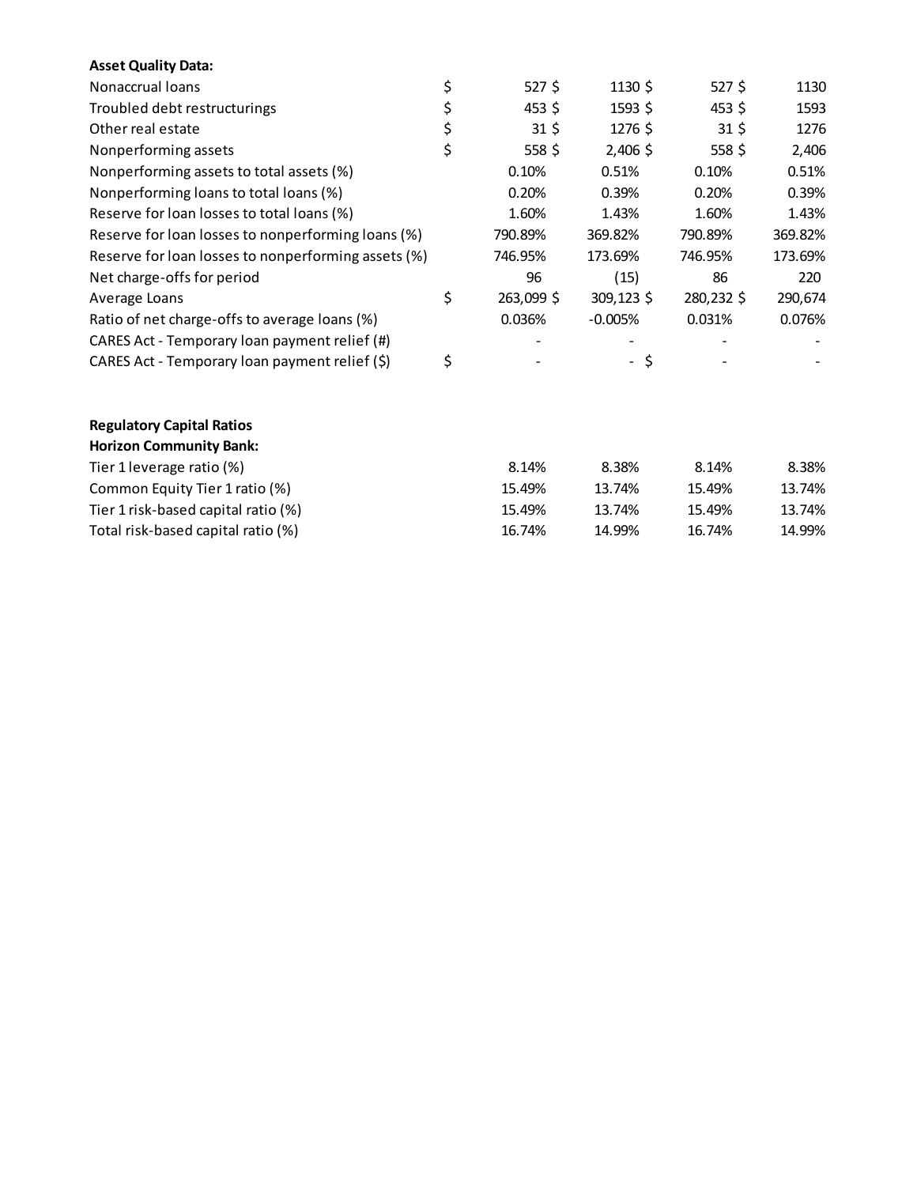| | | | | |
|---|---|---|---|---|
| **Asset Quality Data:** | | | | |
| Nonaccrual loans | $ 527 | $ 1130 | $ 527 | $ 1130 |
| Troubled debt restructurings | $ 453 | $ 1593 | $ 453 | $ 1593 |
| Other real estate | $ 31 | $ 1276 | $ 31 | $ 1276 |
| Nonperforming assets | $ 558 | $ 2,406 | $ 558 | $ 2,406 |
| Nonperforming assets to total assets (%) | 0.10% | 0.51% | 0.10% | 0.51% |
| Nonperforming loans to total loans (%) | 0.20% | 0.39% | 0.20% | 0.39% |
| Reserve for loan losses to total loans (%) | 1.60% | 1.43% | 1.60% | 1.43% |
| Reserve for loan losses to nonperforming loans (%) | 790.89% | 369.82% | 790.89% | 369.82% |
| Reserve for loan losses to nonperforming assets (%) | 746.95% | 173.69% | 746.95% | 173.69% |
| Net charge-offs for period | 96 | (15) | 86 | 220 |
| Average Loans | $ 263,099 | $ 309,123 | $ 280,232 | $ 290,674 |
| Ratio of net charge-offs to average loans (%) | 0.036% | -0.005% | 0.031% | 0.076% |
| CARES Act - Temporary loan payment relief (#) | - | - | - | - |
| CARES Act - Temporary loan payment relief ($) | $ - | - | $ - | - |

| | | | | |
|---|---|---|---|---|
| **Regulatory Capital Ratios** | | | | |
| **Horizon Community Bank:** | | | | |
| Tier 1 leverage ratio (%) | 8.14% | 8.38% | 8.14% | 8.38% |
| Common Equity Tier 1 ratio (%) | 15.49% | 13.74% | 15.49% | 13.74% |
| Tier 1 risk-based capital ratio (%) | 15.49% | 13.74% | 15.49% | 13.74% |
| Total risk-based capital ratio (%) | 16.74% | 14.99% | 16.74% | 14.99% |